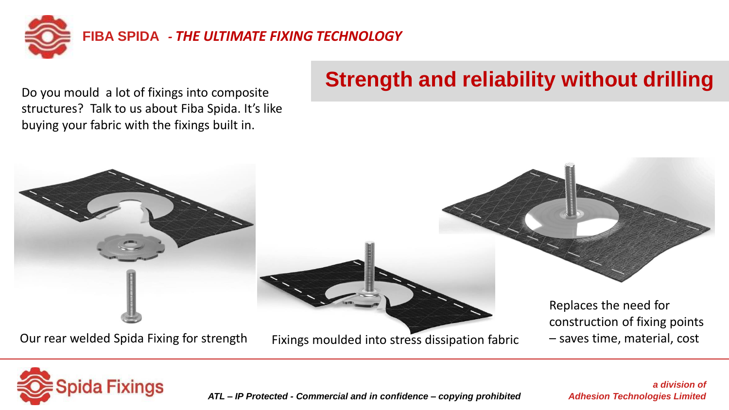**FIBA SPIDA** *- THE ULTIMATE FIXING TECHNOLOGY*

## Strength and reliability without drilling

Do you mould a lot of fixings into composite structures? Talk to us about Fiba Spida. It's like buying your fabric with the fixings built in.

Our rear welded Spida Fixing for strength

Fixings moulded into stress dissipation fabric

Replaces the need for construction of fixing points – saves time, material, cost

Spida Fixings

*ATL – IP Protected - Commercial and in confidence – copying prohibited*

*a division of Adhesion Technologies Limited*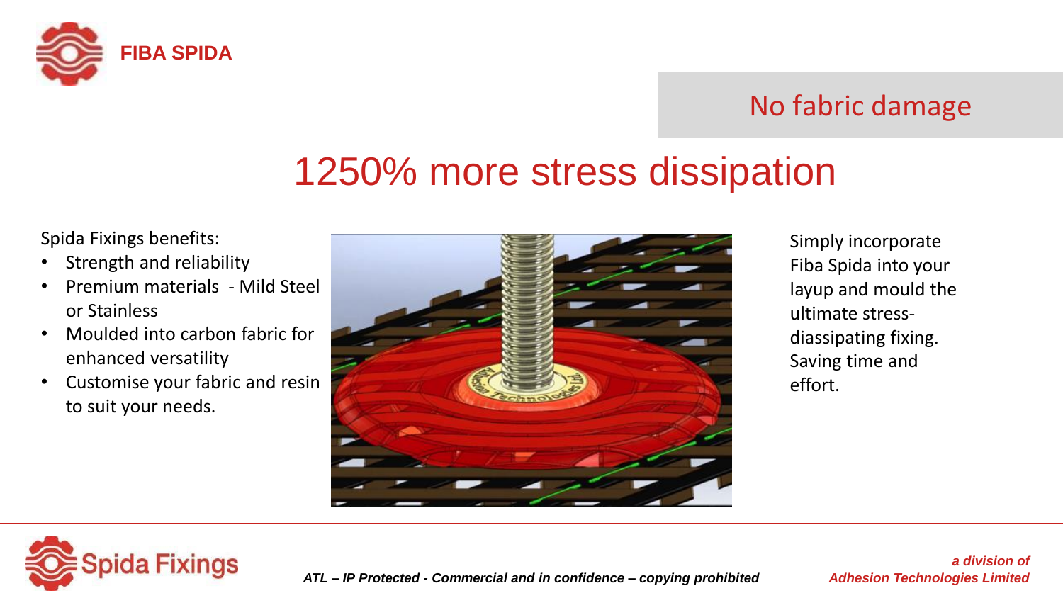No fabric damage

# 1250% more stress dissipation

Spida Fixings benefits:

- Strength and reliability
- Premium materials - Mild Steel or Stainless
- Moulded into carbon fabric for enhanced versatility
- Customise your fabric and resin to suit your needs.

Simply incorporate Fiba Spida into your layup and mould the ultimate stress-diassipating fixing. Saving time and effort.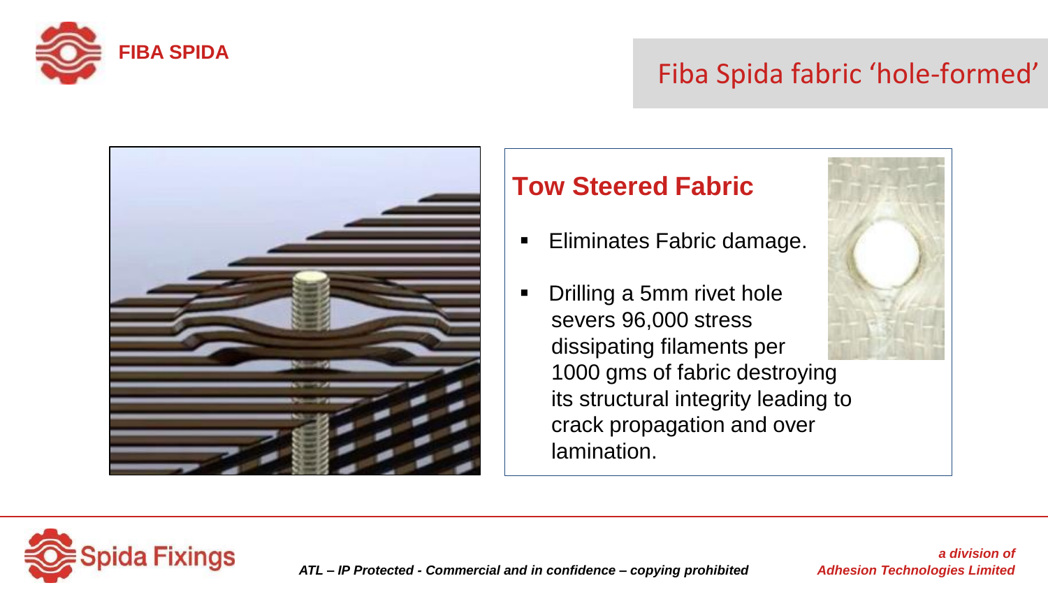# Fiba Spida fabric 'hole-formed'

## Tow Steered Fabric

- Eliminates Fabric damage.
- Drilling a 5mm rivet hole severs 96,000 stress dissipating filaments per 1000 gms of fabric destroying its structural integrity leading to crack propagation and over lamination.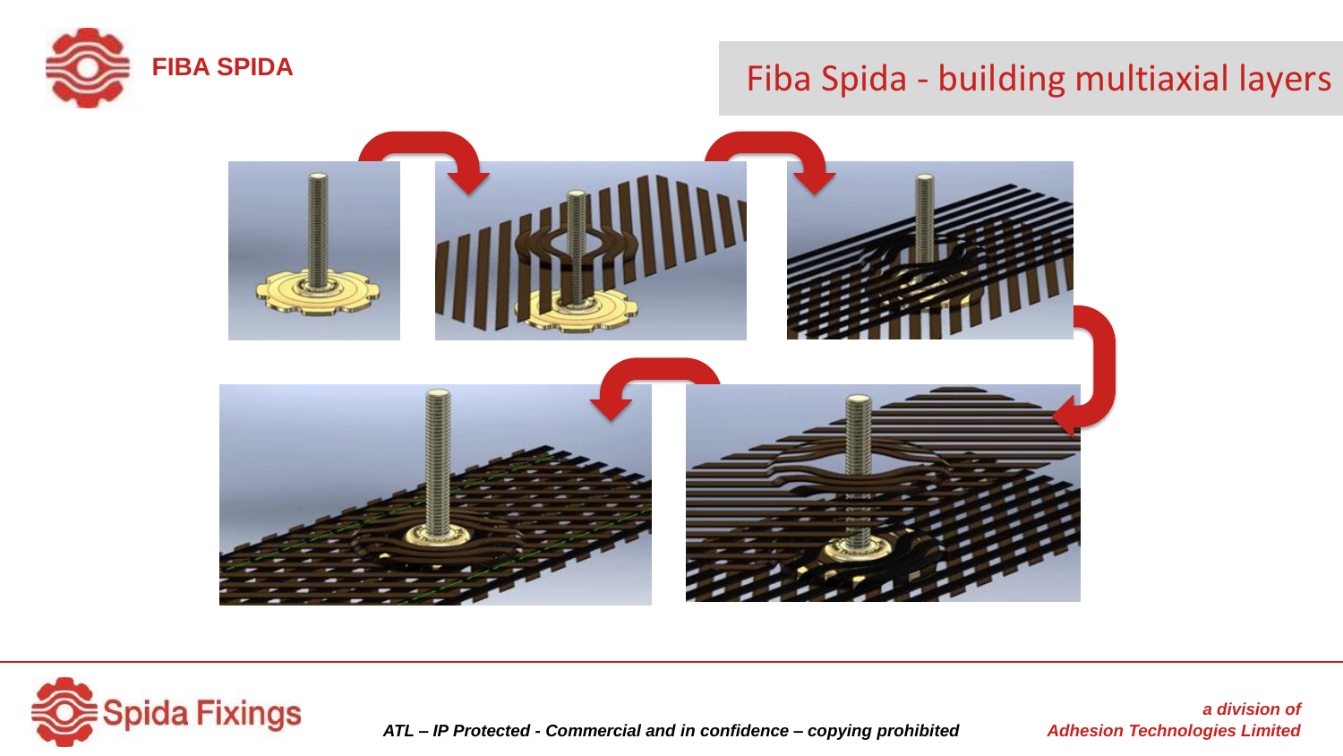# Fiba Spida - building multiaxial layers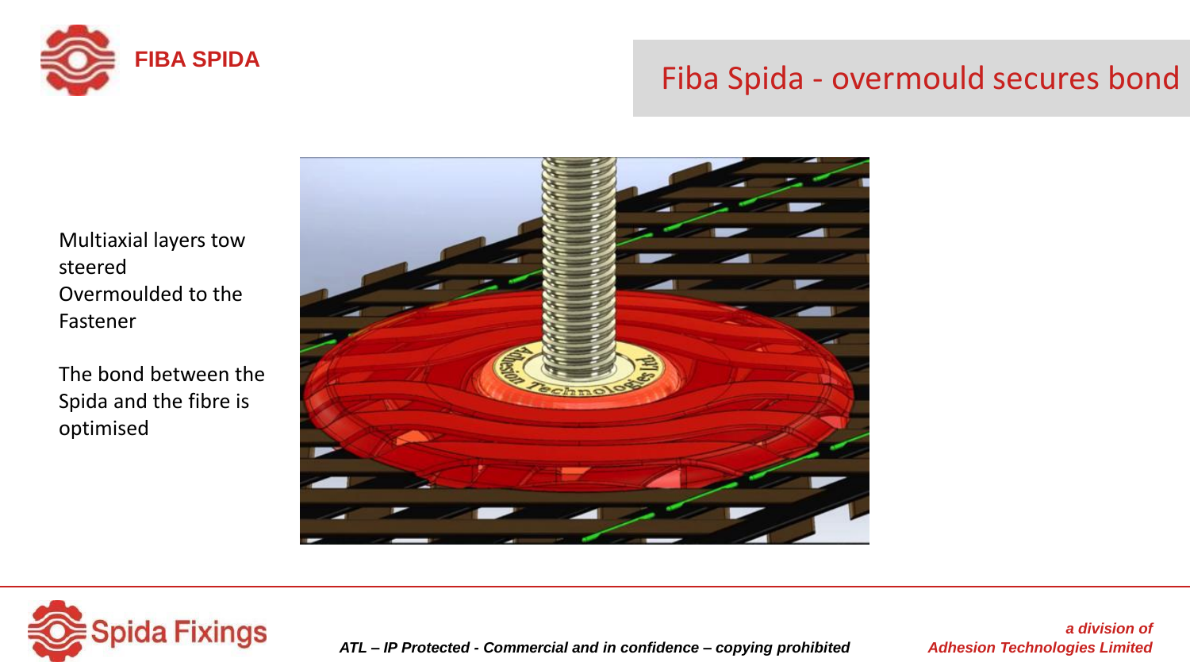# Fiba Spida - overmould secures bond

Multiaxial layers tow steered
Overmoulded to the Fastener

The bond between the Spida and the fibre is optimised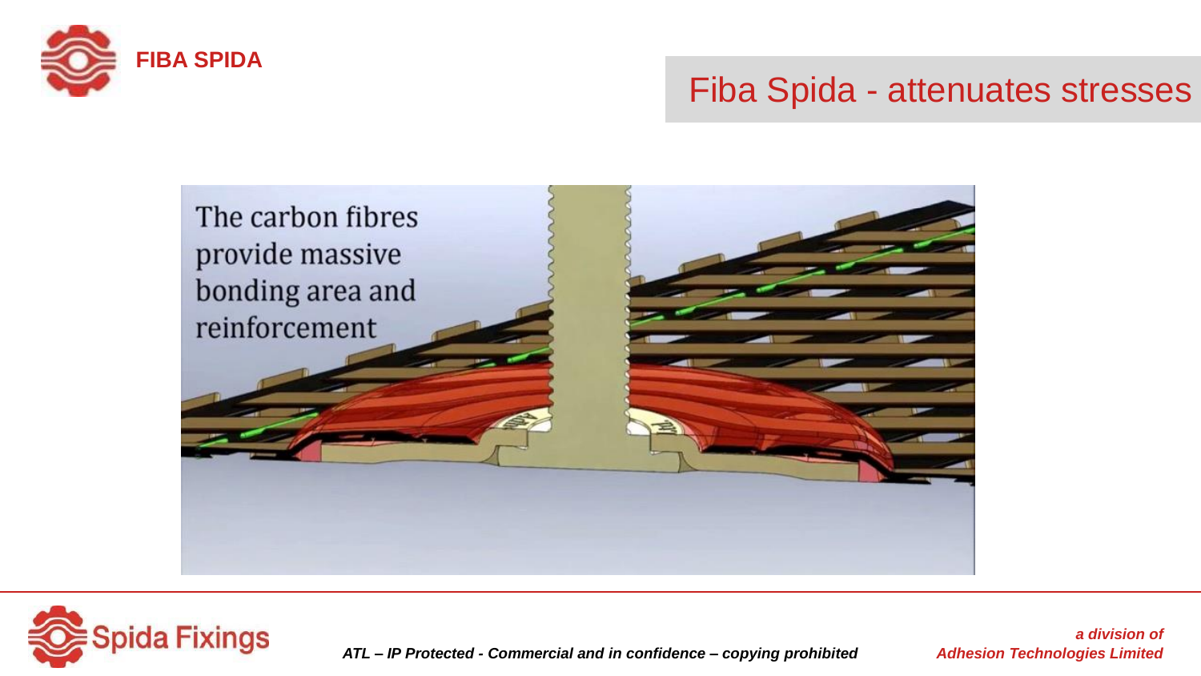# Fiba Spida - attenuates stresses

The carbon fibres provide massive bonding area and reinforcement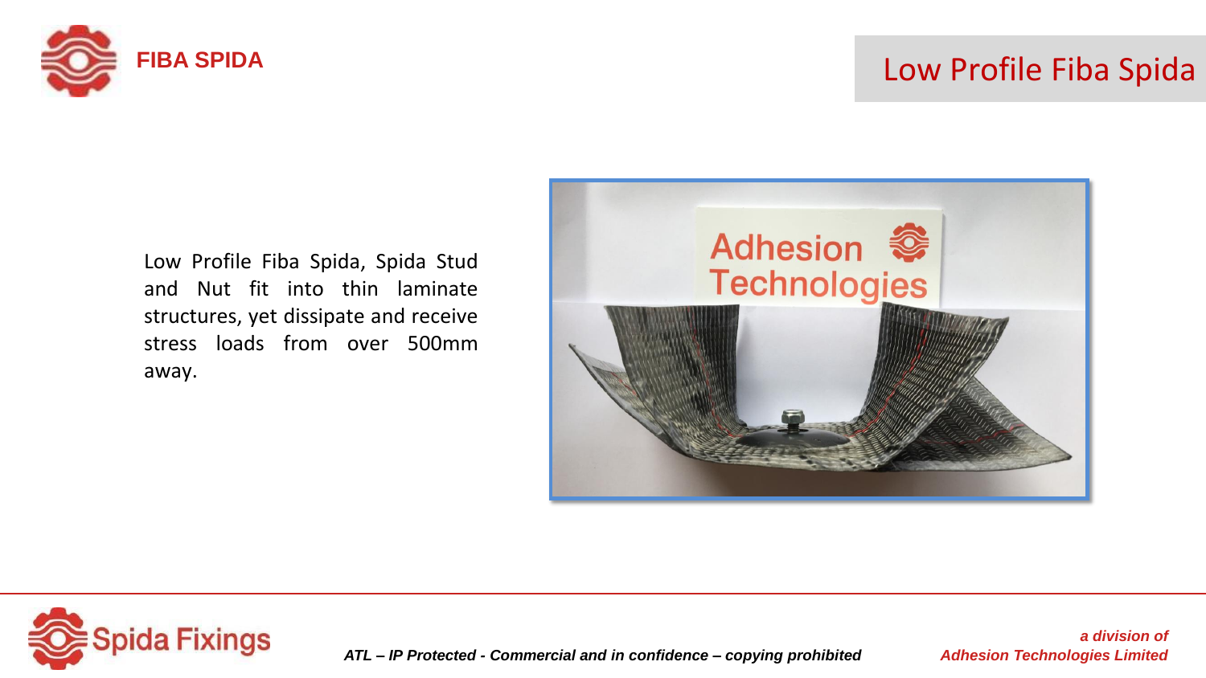# Low Profile Fiba Spida

Low Profile Fiba Spida, Spida Stud and Nut fit into thin laminate structures, yet dissipate and receive stress loads from over 500mm away.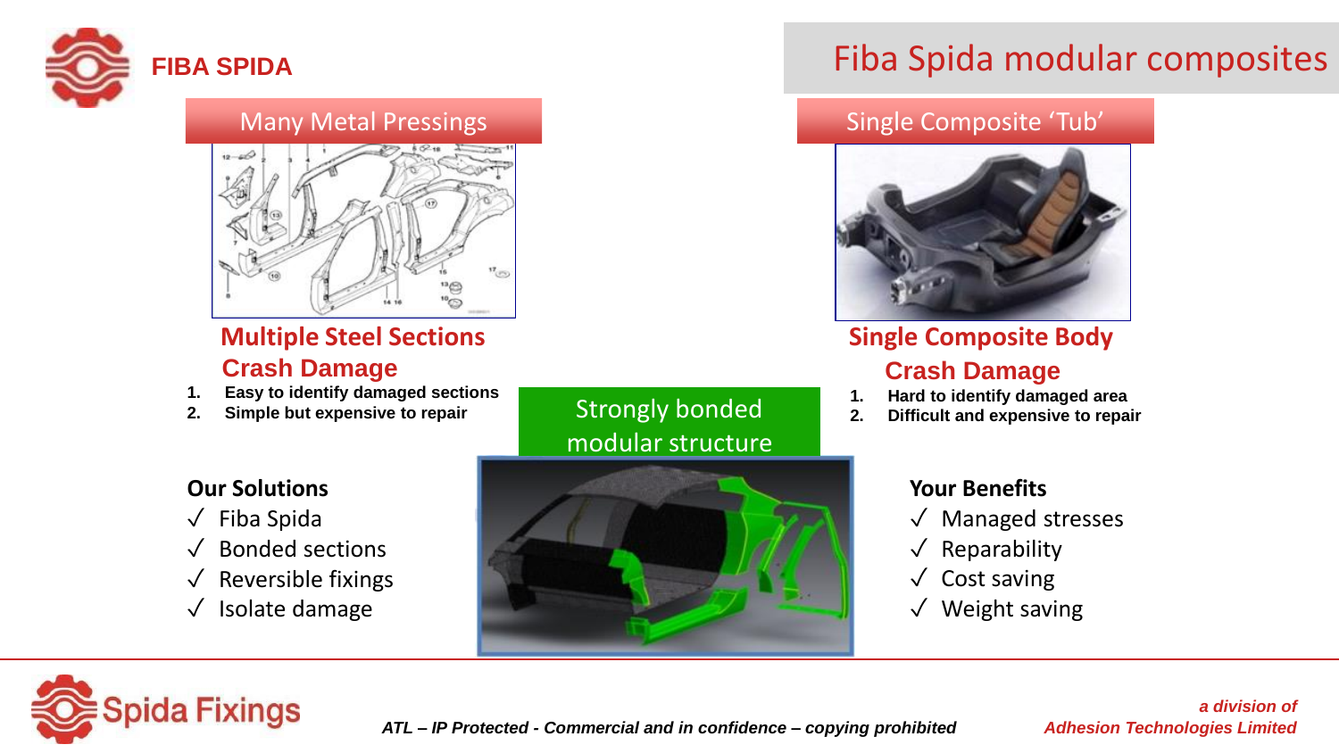# Fiba Spida modular composites

**FIBA SPIDA**

## Many Metal Pressings

### Multiple Steel Sections

### Crash Damage

1. **Easy to identify damaged sections**
2. **Simple but expensive to repair**

## Single Composite 'Tub'

### Single Composite Body

### Crash Damage

1. **Hard to identify damaged area**
2. **Difficult and expensive to repair**

## Strongly bonded modular structure

**Our Solutions**

- ✓ Fiba Spida
- ✓ Bonded sections
- ✓ Reversible fixings
- ✓ Isolate damage

**Your Benefits**

- ✓ Managed stresses
- ✓ Reparability
- ✓ Cost saving
- ✓ Weight saving

*ATL – IP Protected - Commercial and in confidence – copying prohibited*

*a division of Adhesion Technologies Limited*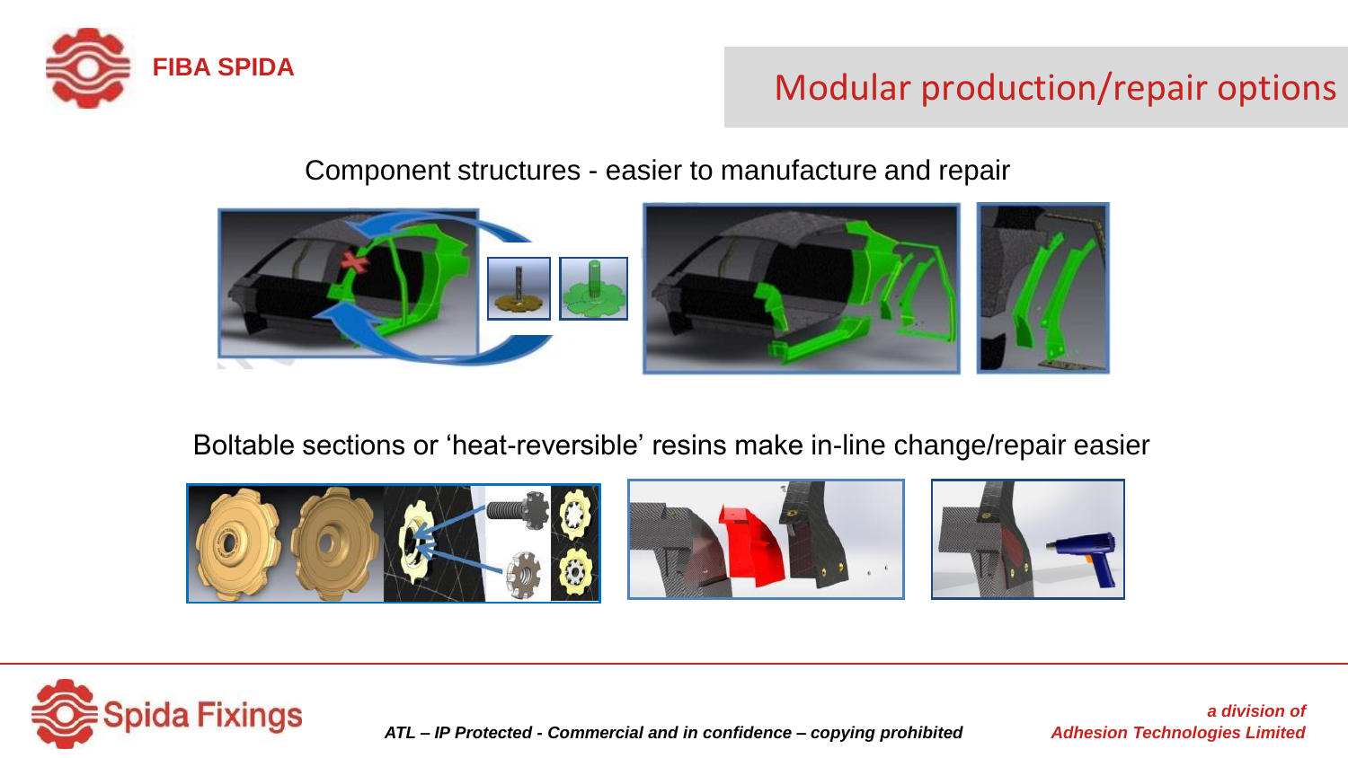# Modular production/repair options

Component structures - easier to manufacture and repair

Boltable sections or 'heat-reversible' resins make in-line change/repair easier

*ATL – IP Protected - Commercial and in confidence – copying prohibited*

*a division of Adhesion Technologies Limited*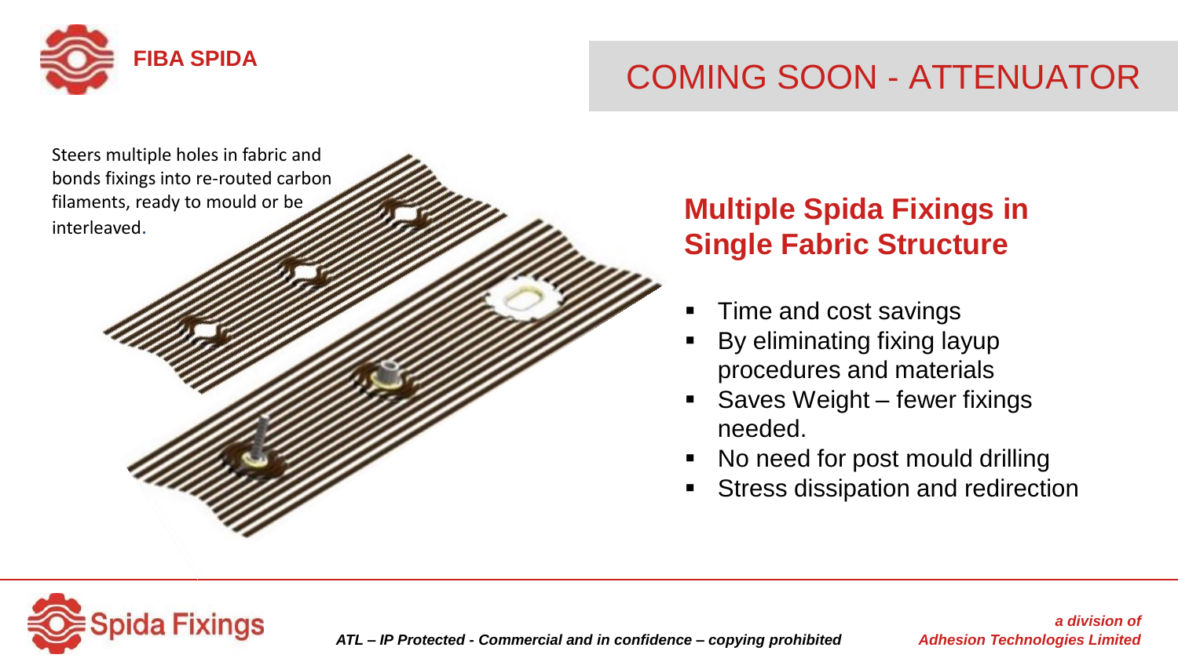FIBA SPIDA

# COMING SOON - ATTENUATOR

Steers multiple holes in fabric and bonds fixings into re-routed carbon filaments, ready to mould or be interleaved.

## Multiple Spida Fixings in Single Fabric Structure

- Time and cost savings
- By eliminating fixing layup procedures and materials
- Saves Weight – fewer fixings needed.
- No need for post mould drilling
- Stress dissipation and redirection

Spida Fixings

***ATL – IP Protected - Commercial and in confidence – copying prohibited***

***a division of Adhesion Technologies Limited***